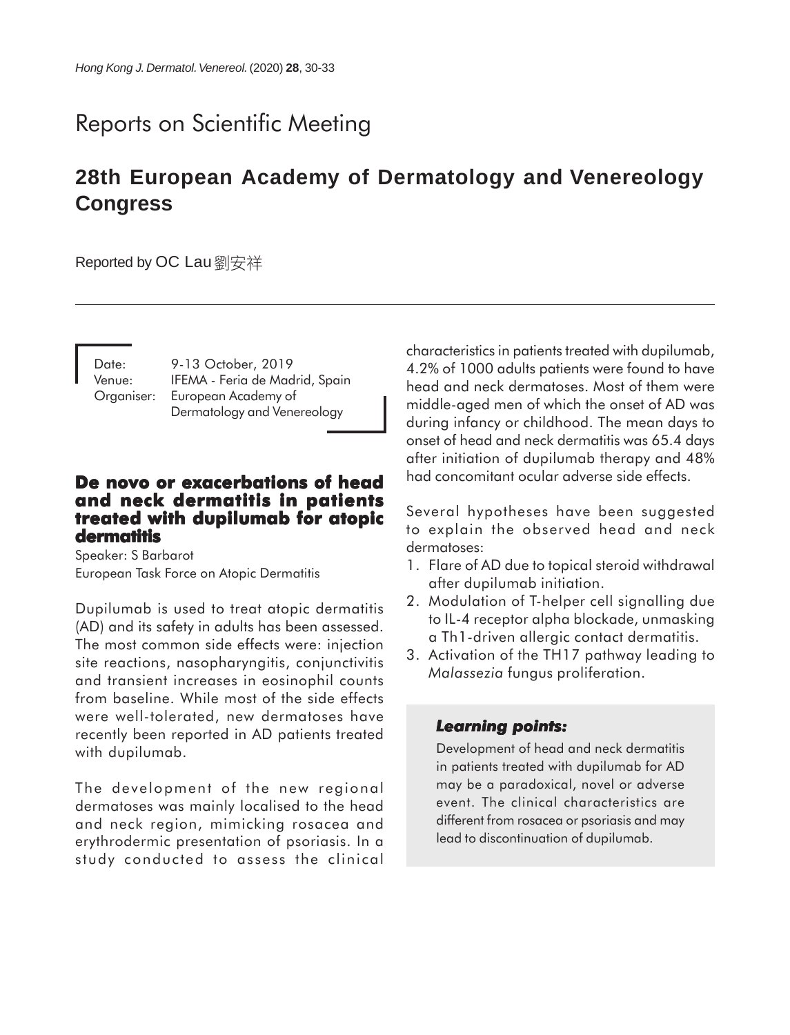# Reports on Scientific Meeting

## 28th European Academy of Dermatology and Venereology Congress

Reported by OC Lau 劉安祥

Date: 9-13 October, 2019
Venue: IFEMA - Feria de Madrid, Spain
Organiser: European Academy of Dermatology and Venereology

### De novo or exacerbations of head and neck dermatitis in patients treated with dupilumab for atopic dermatitis

Speaker: S Barbarot
European Task Force on Atopic Dermatitis

Dupilumab is used to treat atopic dermatitis (AD) and its safety in adults has been assessed. The most common side effects were: injection site reactions, nasopharyngitis, conjunctivitis and transient increases in eosinophil counts from baseline. While most of the side effects were well-tolerated, new dermatoses have recently been reported in AD patients treated with dupilumab.

The development of the new regional dermatoses was mainly localised to the head and neck region, mimicking rosacea and erythrodermic presentation of psoriasis. In a study conducted to assess the clinical characteristics in patients treated with dupilumab, 4.2% of 1000 adults patients were found to have head and neck dermatoses. Most of them were middle-aged men of which the onset of AD was during infancy or childhood. The mean days to onset of head and neck dermatitis was 65.4 days after initiation of dupilumab therapy and 48% had concomitant ocular adverse side effects.

Several hypotheses have been suggested to explain the observed head and neck dermatoses:

1. Flare of AD due to topical steroid withdrawal after dupilumab initiation.
2. Modulation of T-helper cell signalling due to IL-4 receptor alpha blockade, unmasking a Th1-driven allergic contact dermatitis.
3. Activation of the TH17 pathway leading to *Malassezia* fungus proliferation.

> ***Learning points:***
>
> Development of head and neck dermatitis in patients treated with dupilumab for AD may be a paradoxical, novel or adverse event. The clinical characteristics are different from rosacea or psoriasis and may lead to discontinuation of dupilumab.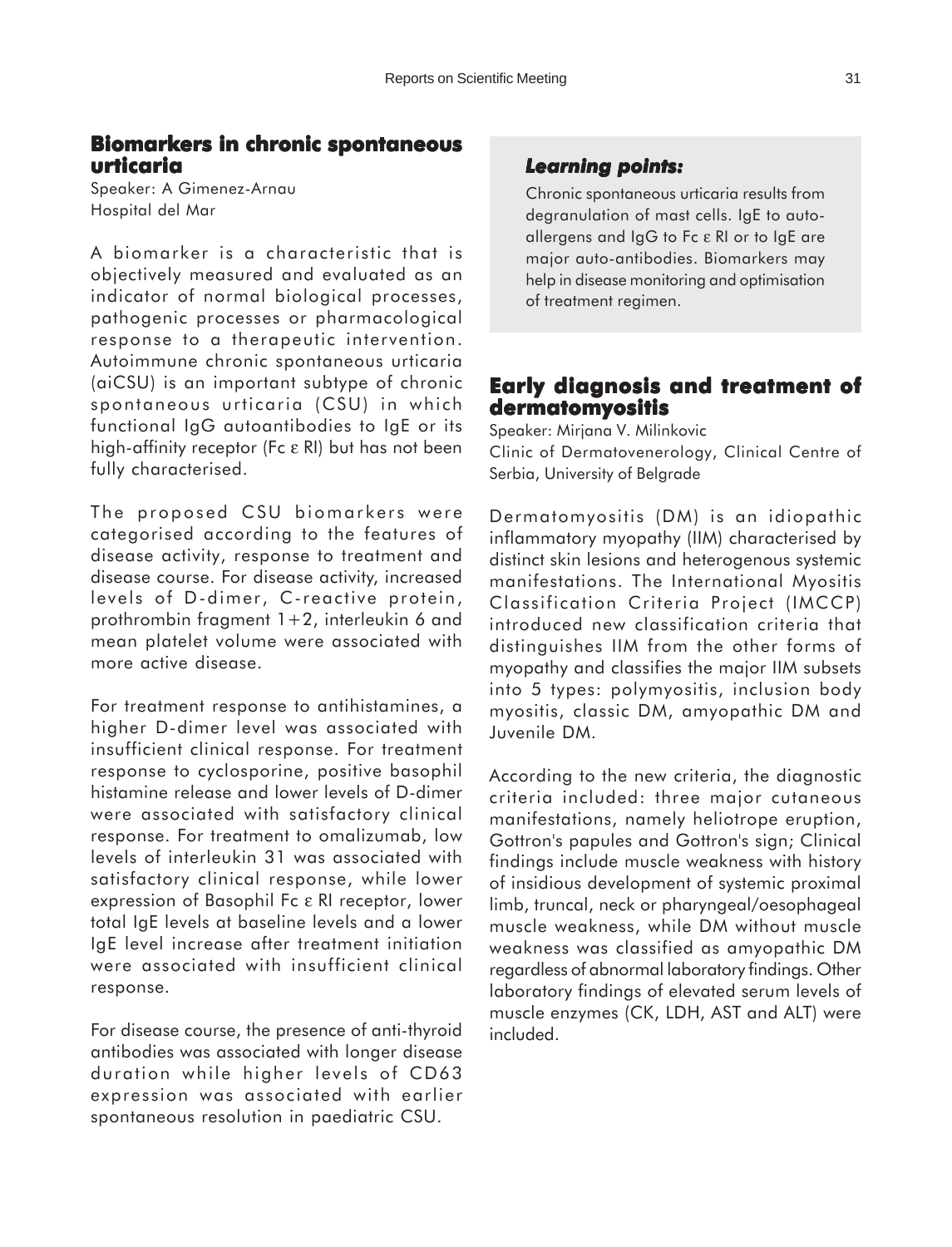## Biomarkers in chronic spontaneous urticaria

Speaker: A Gimenez-Arnau
Hospital del Mar

A biomarker is a characteristic that is objectively measured and evaluated as an indicator of normal biological processes, pathogenic processes or pharmacological response to a therapeutic intervention. Autoimmune chronic spontaneous urticaria (aiCSU) is an important subtype of chronic spontaneous urticaria (CSU) in which functional IgG autoantibodies to IgE or its high-affinity receptor (Fc ε RI) but has not been fully characterised.

The proposed CSU biomarkers were categorised according to the features of disease activity, response to treatment and disease course. For disease activity, increased levels of D-dimer, C-reactive protein, prothrombin fragment 1+2, interleukin 6 and mean platelet volume were associated with more active disease.

For treatment response to antihistamines, a higher D-dimer level was associated with insufficient clinical response. For treatment response to cyclosporine, positive basophil histamine release and lower levels of D-dimer were associated with satisfactory clinical response. For treatment to omalizumab, low levels of interleukin 31 was associated with satisfactory clinical response, while lower expression of Basophil Fc ε RI receptor, lower total IgE levels at baseline levels and a lower IgE level increase after treatment initiation were associated with insufficient clinical response.

For disease course, the presence of anti-thyroid antibodies was associated with longer disease duration while higher levels of CD63 expression was associated with earlier spontaneous resolution in paediatric CSU.

> ***Learning points:***
>
> Chronic spontaneous urticaria results from degranulation of mast cells. IgE to auto-allergens and IgG to Fc ε RI or to IgE are major auto-antibodies. Biomarkers may help in disease monitoring and optimisation of treatment regimen.

## Early diagnosis and treatment of dermatomyositis

Speaker: Mirjana V. Milinkovic
Clinic of Dermatovenerology, Clinical Centre of Serbia, University of Belgrade

Dermatomyositis (DM) is an idiopathic inflammatory myopathy (IIM) characterised by distinct skin lesions and heterogenous systemic manifestations. The International Myositis Classification Criteria Project (IMCCP) introduced new classification criteria that distinguishes IIM from the other forms of myopathy and classifies the major IIM subsets into 5 types: polymyositis, inclusion body myositis, classic DM, amyopathic DM and Juvenile DM.

According to the new criteria, the diagnostic criteria included: three major cutaneous manifestations, namely heliotrope eruption, Gottron's papules and Gottron's sign; Clinical findings include muscle weakness with history of insidious development of systemic proximal limb, truncal, neck or pharyngeal/oesophageal muscle weakness, while DM without muscle weakness was classified as amyopathic DM regardless of abnormal laboratory findings. Other laboratory findings of elevated serum levels of muscle enzymes (CK, LDH, AST and ALT) were included.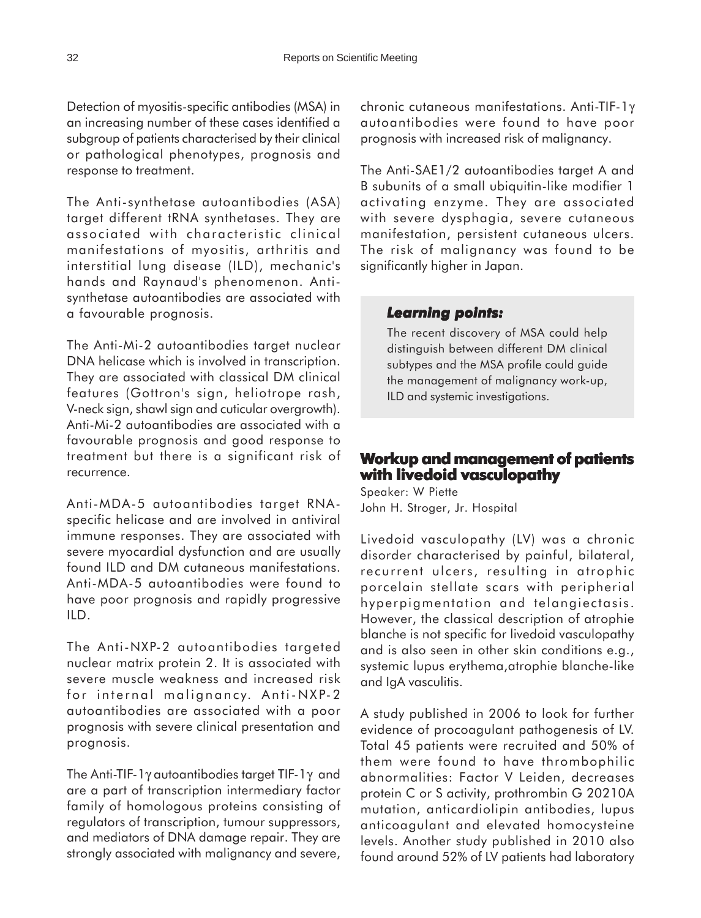Detection of myositis-specific antibodies (MSA) in an increasing number of these cases identified a subgroup of patients characterised by their clinical or pathological phenotypes, prognosis and response to treatment.

The Anti-synthetase autoantibodies (ASA) target different tRNA synthetases. They are associated with characteristic clinical manifestations of myositis, arthritis and interstitial lung disease (ILD), mechanic's hands and Raynaud's phenomenon. Anti-synthetase autoantibodies are associated with a favourable prognosis.

The Anti-Mi-2 autoantibodies target nuclear DNA helicase which is involved in transcription. They are associated with classical DM clinical features (Gottron's sign, heliotrope rash, V-neck sign, shawl sign and cuticular overgrowth). Anti-Mi-2 autoantibodies are associated with a favourable prognosis and good response to treatment but there is a significant risk of recurrence.

Anti-MDA-5 autoantibodies target RNA-specific helicase and are involved in antiviral immune responses. They are associated with severe myocardial dysfunction and are usually found ILD and DM cutaneous manifestations. Anti-MDA-5 autoantibodies were found to have poor prognosis and rapidly progressive ILD.

The Anti-NXP-2 autoantibodies targeted nuclear matrix protein 2. It is associated with severe muscle weakness and increased risk for internal malignancy. Anti-NXP-2 autoantibodies are associated with a poor prognosis with severe clinical presentation and prognosis.

The Anti-TIF-1γ autoantibodies target TIF-1γ and are a part of transcription intermediary factor family of homologous proteins consisting of regulators of transcription, tumour suppressors, and mediators of DNA damage repair. They are strongly associated with malignancy and severe, chronic cutaneous manifestations. Anti-TIF-1γ autoantibodies were found to have poor prognosis with increased risk of malignancy.

The Anti-SAE1/2 autoantibodies target A and B subunits of a small ubiquitin-like modifier 1 activating enzyme. They are associated with severe dysphagia, severe cutaneous manifestation, persistent cutaneous ulcers. The risk of malignancy was found to be significantly higher in Japan.

***Learning points:***

The recent discovery of MSA could help distinguish between different DM clinical subtypes and the MSA profile could guide the management of malignancy work-up, ILD and systemic investigations.

## Workup and management of patients with livedoid vasculopathy

Speaker: W Piette
John H. Stroger, Jr. Hospital

Livedoid vasculopathy (LV) was a chronic disorder characterised by painful, bilateral, recurrent ulcers, resulting in atrophic porcelain stellate scars with peripherial hyperpigmentation and telangiectasis. However, the classical description of atrophie blanche is not specific for livedoid vasculopathy and is also seen in other skin conditions e.g., systemic lupus erythema,atrophie blanche-like and IgA vasculitis.

A study published in 2006 to look for further evidence of procoagulant pathogenesis of LV. Total 45 patients were recruited and 50% of them were found to have thrombophilic abnormalities: Factor V Leiden, decreases protein C or S activity, prothrombin G 20210A mutation, anticardiolipin antibodies, lupus anticoagulant and elevated homocysteine levels. Another study published in 2010 also found around 52% of LV patients had laboratory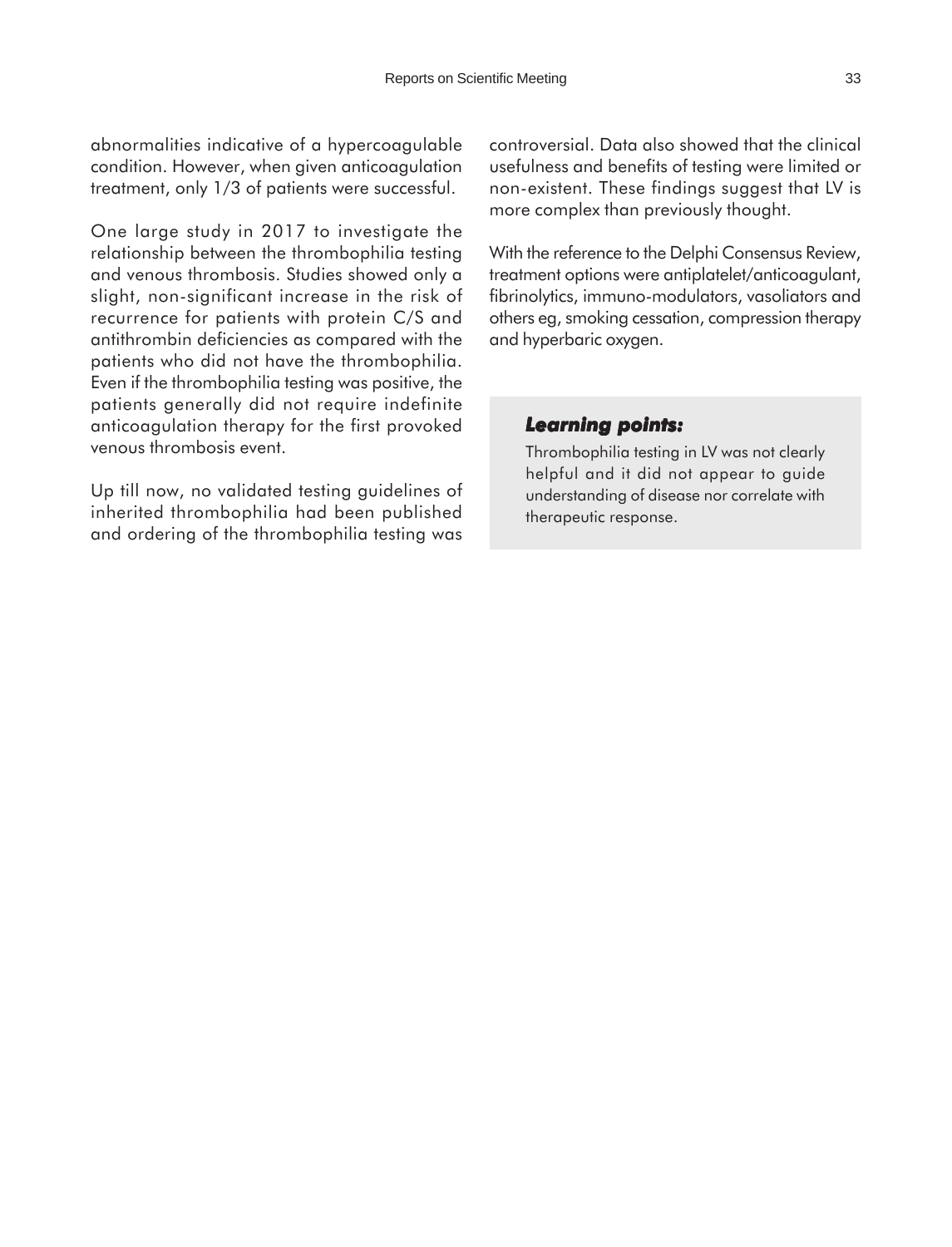abnormalities indicative of a hypercoagulable condition. However, when given anticoagulation treatment, only 1/3 of patients were successful.

One large study in 2017 to investigate the relationship between the thrombophilia testing and venous thrombosis. Studies showed only a slight, non-significant increase in the risk of recurrence for patients with protein C/S and antithrombin deficiencies as compared with the patients who did not have the thrombophilia. Even if the thrombophilia testing was positive, the patients generally did not require indefinite anticoagulation therapy for the first provoked venous thrombosis event.

Up till now, no validated testing guidelines of inherited thrombophilia had been published and ordering of the thrombophilia testing was controversial. Data also showed that the clinical usefulness and benefits of testing were limited or non-existent. These findings suggest that LV is more complex than previously thought.

With the reference to the Delphi Consensus Review, treatment options were antiplatelet/anticoagulant, fibrinolytics, immuno-modulators, vasoliators and others eg, smoking cessation, compression therapy and hyperbaric oxygen.

***Learning points:***

Thrombophilia testing in LV was not clearly helpful and it did not appear to guide understanding of disease nor correlate with therapeutic response.